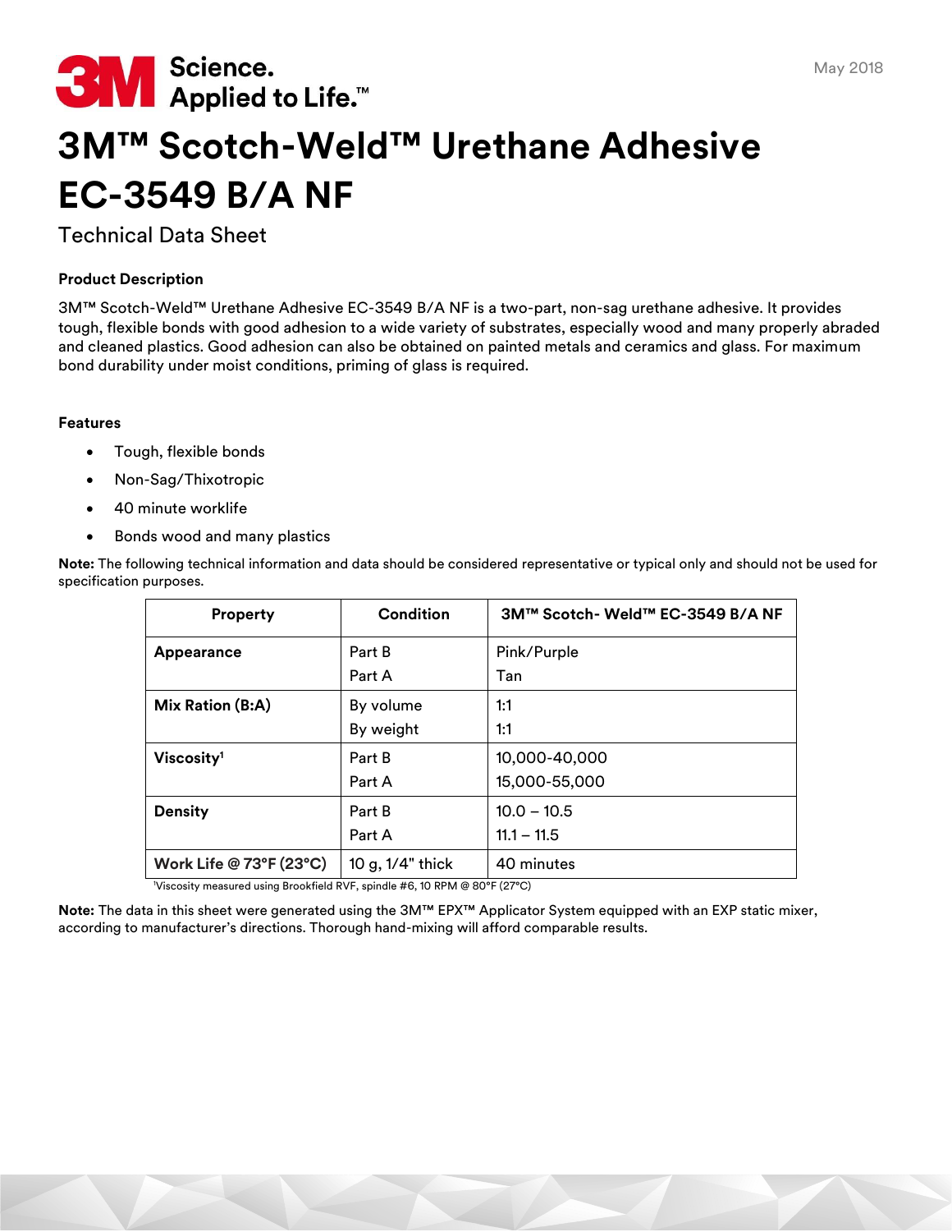3M Science. Applied to Life.™

May 2018

# 3M™ Scotch-Weld™ Urethane Adhesive EC-3549 B/A NF

Technical Data Sheet

### Product Description

3M™ Scotch-Weld™ Urethane Adhesive EC-3549 B/A NF is a two-part, non-sag urethane adhesive. It provides tough, flexible bonds with good adhesion to a wide variety of substrates, especially wood and many properly abraded and cleaned plastics. Good adhesion can also be obtained on painted metals and ceramics and glass. For maximum bond durability under moist conditions, priming of glass is required.

### Features

- Tough, flexible bonds
- Non-Sag/Thixotropic
- 40 minute worklife
- Bonds wood and many plastics

**Note:** The following technical information and data should be considered representative or typical only and should not be used for specification purposes.

| Property | Condition | 3M™ Scotch- Weld™ EC-3549 B/A NF |
|---|---|---|
| **Appearance** | Part B<br>Part A | Pink/Purple<br>Tan |
| **Mix Ration (B:A)** | By volume<br>By weight | 1:1<br>1:1 |
| **Viscosity**[1] | Part B<br>Part A | 10,000-40,000<br>15,000-55,000 |
| **Density** | Part B<br>Part A | 10.0 – 10.5<br>11.1 – 11.5 |
| **Work Life @ 73°F (23°C)** | 10 g, 1/4" thick | 40 minutes |

[1]Viscosity measured using Brookfield RVF, spindle #6, 10 RPM @ 80°F (27°C)

**Note:** The data in this sheet were generated using the 3M™ EPX™ Applicator System equipped with an EXP static mixer, according to manufacturer's directions. Thorough hand-mixing will afford comparable results.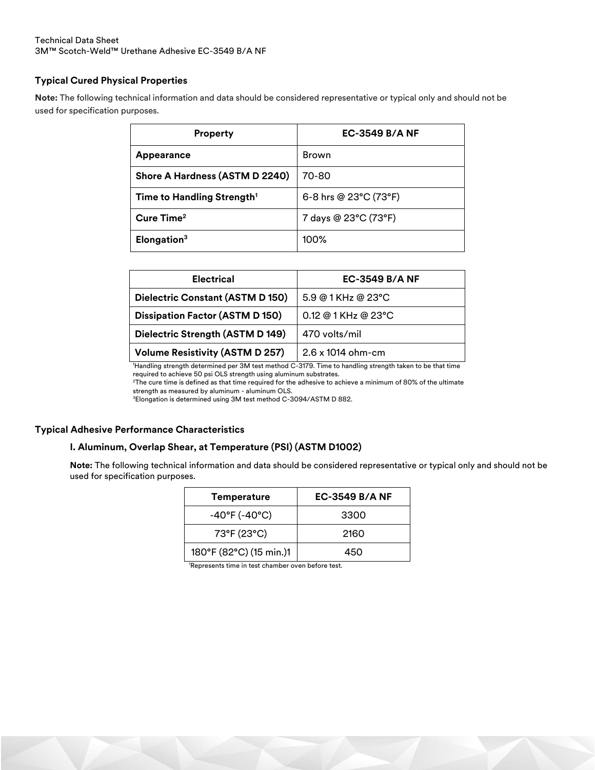## Typical Cured Physical Properties

**Note:** The following technical information and data should be considered representative or typical only and should not be used for specification purposes.

| Property | EC-3549 B/A NF |
|---|---|
| **Appearance** | Brown |
| **Shore A Hardness (ASTM D 2240)** | 70-80 |
| **Time to Handling Strength[1]** | 6-8 hrs @ 23°C (73°F) |
| **Cure Time[2]** | 7 days @ 23°C (73°F) |
| **Elongation[3]** | 100% |

| Electrical | EC-3549 B/A NF |
|---|---|
| **Dielectric Constant (ASTM D 150)** | 5.9 @ 1 KHz @ 23°C |
| **Dissipation Factor (ASTM D 150)** | 0.12 @ 1 KHz @ 23°C |
| **Dielectric Strength (ASTM D 149)** | 470 volts/mil |
| **Volume Resistivity (ASTM D 257)** | 2.6 x 1014 ohm-cm |

[1]Handling strength determined per 3M test method C-3179. Time to handling strength taken to be that time required to achieve 50 psi OLS strength using aluminum substrates.
[2]The cure time is defined as that time required for the adhesive to achieve a minimum of 80% of the ultimate strength as measured by aluminum - aluminum OLS.
[3]Elongation is determined using 3M test method C-3094/ASTM D 882.

## Typical Adhesive Performance Characteristics

### I. Aluminum, Overlap Shear, at Temperature (PSI) (ASTM D1002)

**Note:** The following technical information and data should be considered representative or typical only and should not be used for specification purposes.

| Temperature | EC-3549 B/A NF |
|---|---|
| -40°F (-40°C) | 3300 |
| 73°F (23°C) | 2160 |
| 180°F (82°C) (15 min.)1 | 450 |

[1]Represents time in test chamber oven before test.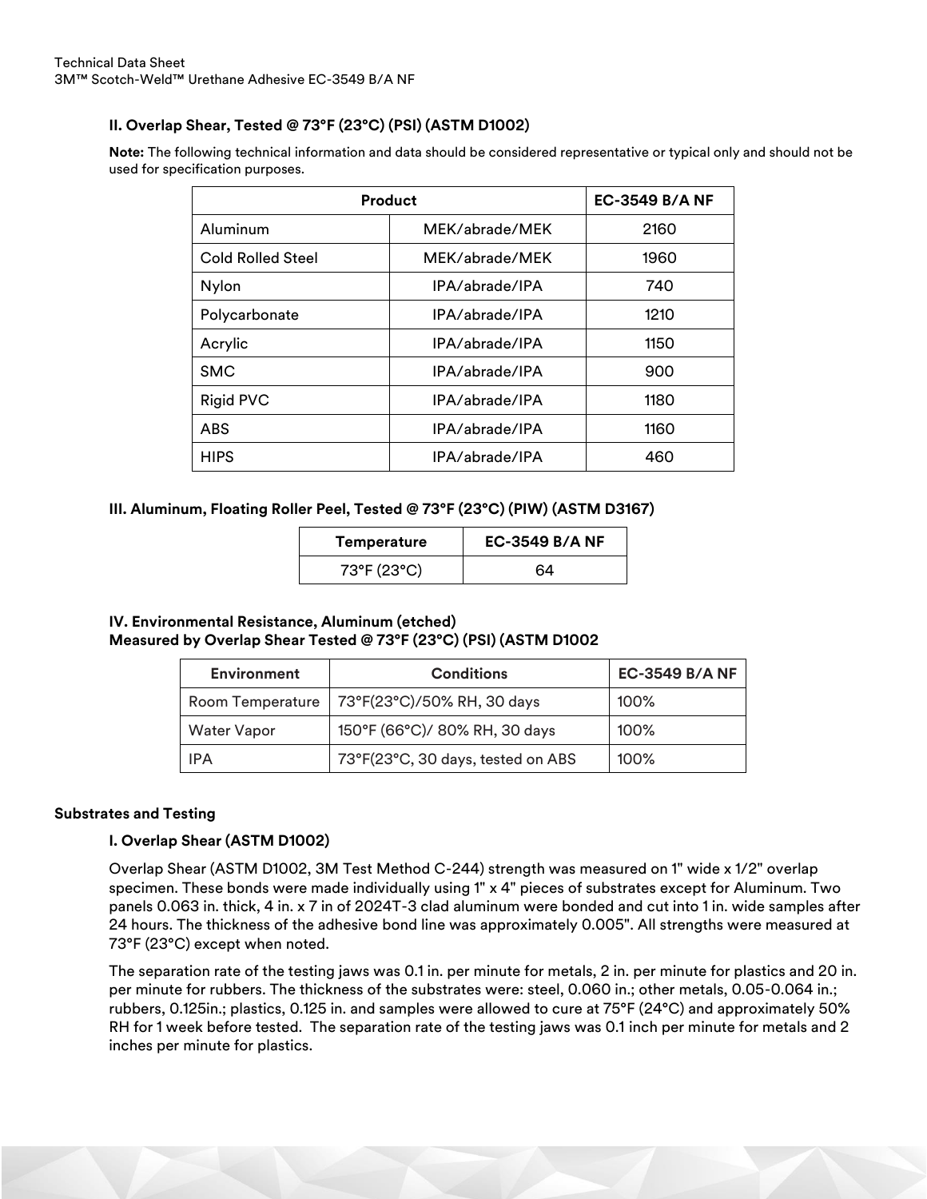### II. Overlap Shear, Tested @ 73°F (23°C) (PSI) (ASTM D1002)

**Note:** The following technical information and data should be considered representative or typical only and should not be used for specification purposes.

| Product | | EC-3549 B/A NF |
|---|---|---|
| Aluminum | MEK/abrade/MEK | 2160 |
| Cold Rolled Steel | MEK/abrade/MEK | 1960 |
| Nylon | IPA/abrade/IPA | 740 |
| Polycarbonate | IPA/abrade/IPA | 1210 |
| Acrylic | IPA/abrade/IPA | 1150 |
| SMC | IPA/abrade/IPA | 900 |
| Rigid PVC | IPA/abrade/IPA | 1180 |
| ABS | IPA/abrade/IPA | 1160 |
| HIPS | IPA/abrade/IPA | 460 |

### III. Aluminum, Floating Roller Peel, Tested @ 73°F (23°C) (PIW) (ASTM D3167)

| Temperature | EC-3549 B/A NF |
|---|---|
| 73°F (23°C) | 64 |

### IV. Environmental Resistance, Aluminum (etched)
### Measured by Overlap Shear Tested @ 73°F (23°C) (PSI) (ASTM D1002

| Environment | Conditions | EC-3549 B/A NF |
|---|---|---|
| Room Temperature | 73°F(23°C)/50% RH, 30 days | 100% |
| Water Vapor | 150°F (66°C)/ 80% RH, 30 days | 100% |
| IPA | 73°F(23°C, 30 days, tested on ABS | 100% |

## Substrates and Testing

### I. Overlap Shear (ASTM D1002)

Overlap Shear (ASTM D1002, 3M Test Method C-244) strength was measured on 1" wide x 1/2" overlap specimen. These bonds were made individually using 1" x 4" pieces of substrates except for Aluminum. Two panels 0.063 in. thick, 4 in. x 7 in of 2024T-3 clad aluminum were bonded and cut into 1 in. wide samples after 24 hours. The thickness of the adhesive bond line was approximately 0.005". All strengths were measured at 73°F (23°C) except when noted.

The separation rate of the testing jaws was 0.1 in. per minute for metals, 2 in. per minute for plastics and 20 in. per minute for rubbers. The thickness of the substrates were: steel, 0.060 in.; other metals, 0.05-0.064 in.; rubbers, 0.125in.; plastics, 0.125 in. and samples were allowed to cure at 75°F (24°C) and approximately 50% RH for 1 week before tested. The separation rate of the testing jaws was 0.1 inch per minute for metals and 2 inches per minute for plastics.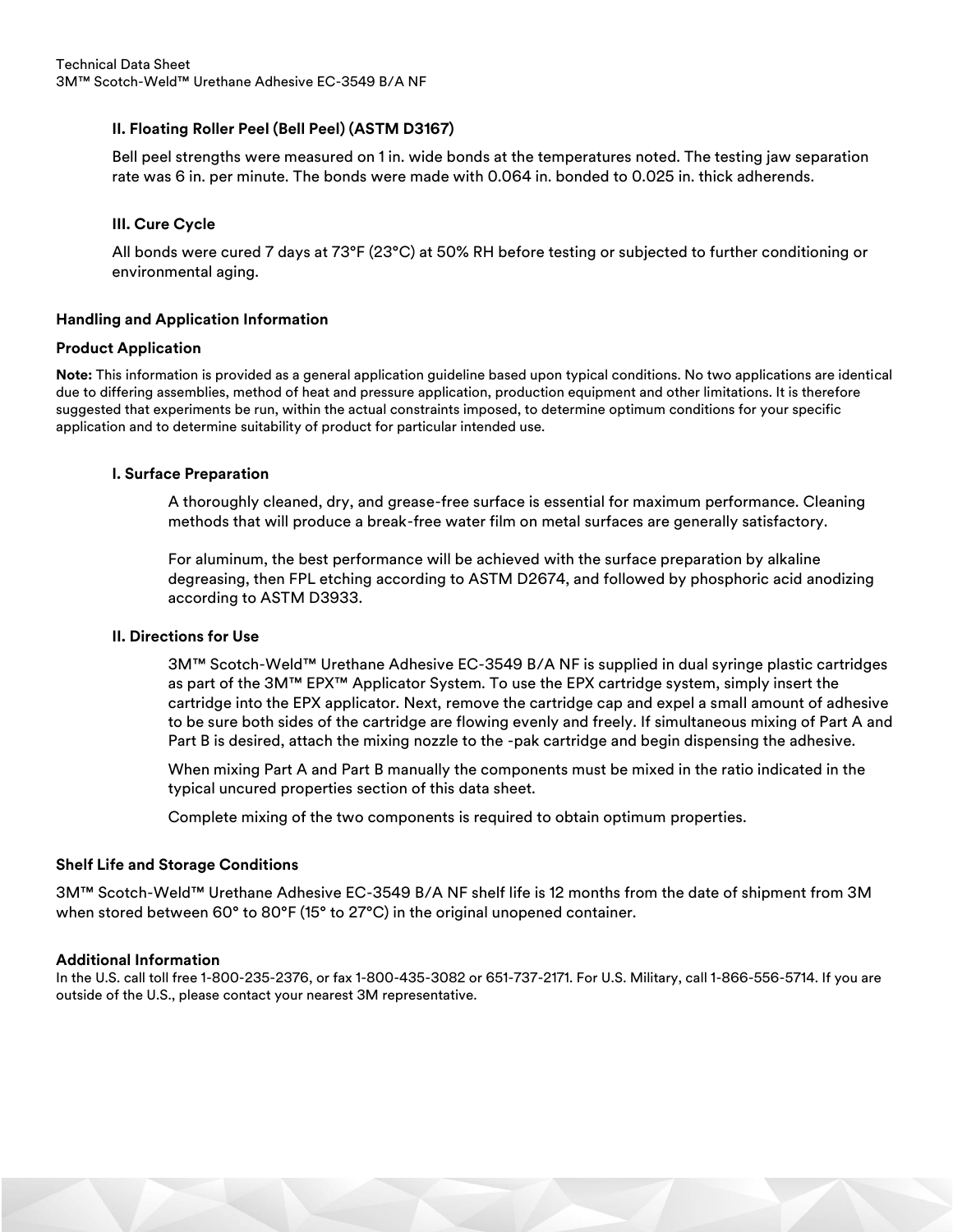### II. Floating Roller Peel (Bell Peel) (ASTM D3167)

Bell peel strengths were measured on 1 in. wide bonds at the temperatures noted. The testing jaw separation rate was 6 in. per minute. The bonds were made with 0.064 in. bonded to 0.025 in. thick adherends.

### III. Cure Cycle

All bonds were cured 7 days at 73°F (23°C) at 50% RH before testing or subjected to further conditioning or environmental aging.

## Handling and Application Information

## Product Application

**Note:** This information is provided as a general application guideline based upon typical conditions. No two applications are identical due to differing assemblies, method of heat and pressure application, production equipment and other limitations. It is therefore suggested that experiments be run, within the actual constraints imposed, to determine optimum conditions for your specific application and to determine suitability of product for particular intended use.

### I. Surface Preparation

A thoroughly cleaned, dry, and grease-free surface is essential for maximum performance. Cleaning methods that will produce a break-free water film on metal surfaces are generally satisfactory.

For aluminum, the best performance will be achieved with the surface preparation by alkaline degreasing, then FPL etching according to ASTM D2674, and followed by phosphoric acid anodizing according to ASTM D3933.

### II. Directions for Use

3M™ Scotch-Weld™ Urethane Adhesive EC-3549 B/A NF is supplied in dual syringe plastic cartridges as part of the 3M™ EPX™ Applicator System. To use the EPX cartridge system, simply insert the cartridge into the EPX applicator. Next, remove the cartridge cap and expel a small amount of adhesive to be sure both sides of the cartridge are flowing evenly and freely. If simultaneous mixing of Part A and Part B is desired, attach the mixing nozzle to the -pak cartridge and begin dispensing the adhesive.

When mixing Part A and Part B manually the components must be mixed in the ratio indicated in the typical uncured properties section of this data sheet.

Complete mixing of the two components is required to obtain optimum properties.

## Shelf Life and Storage Conditions

3M™ Scotch-Weld™ Urethane Adhesive EC-3549 B/A NF shelf life is 12 months from the date of shipment from 3M when stored between 60° to 80°F (15° to 27°C) in the original unopened container.

## Additional Information

In the U.S. call toll free 1-800-235-2376, or fax 1-800-435-3082 or 651-737-2171. For U.S. Military, call 1-866-556-5714. If you are outside of the U.S., please contact your nearest 3M representative.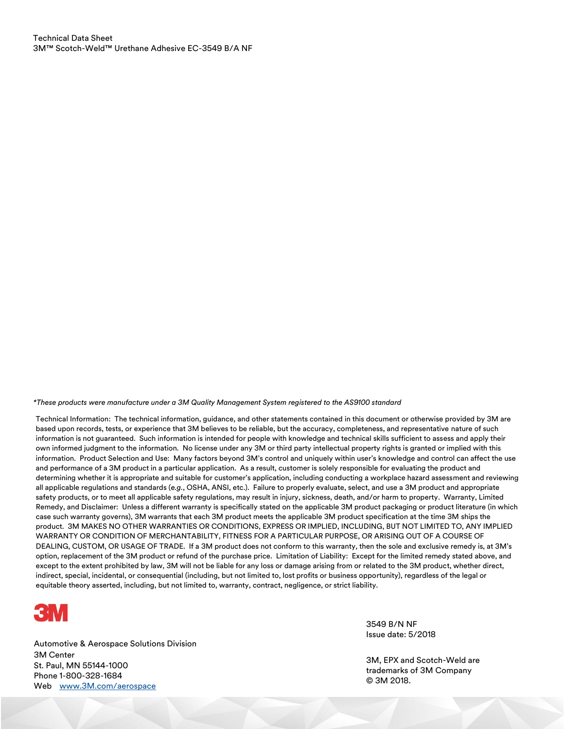*These products were manufacture under a 3M Quality Management System registered to the AS9100 standard*

Technical Information: The technical information, guidance, and other statements contained in this document or otherwise provided by 3M are based upon records, tests, or experience that 3M believes to be reliable, but the accuracy, completeness, and representative nature of such information is not guaranteed. Such information is intended for people with knowledge and technical skills sufficient to assess and apply their own informed judgment to the information. No license under any 3M or third party intellectual property rights is granted or implied with this information. Product Selection and Use: Many factors beyond 3M's control and uniquely within user's knowledge and control can affect the use and performance of a 3M product in a particular application. As a result, customer is solely responsible for evaluating the product and determining whether it is appropriate and suitable for customer's application, including conducting a workplace hazard assessment and reviewing all applicable regulations and standards (*e.g.*, OSHA, ANSI, etc.). Failure to properly evaluate, select, and use a 3M product and appropriate safety products, or to meet all applicable safety regulations, may result in injury, sickness, death, and/or harm to property. Warranty, Limited Remedy, and Disclaimer: Unless a different warranty is specifically stated on the applicable 3M product packaging or product literature (in which case such warranty governs), 3M warrants that each 3M product meets the applicable 3M product specification at the time 3M ships the product. 3M MAKES NO OTHER WARRANTIES OR CONDITIONS, EXPRESS OR IMPLIED, INCLUDING, BUT NOT LIMITED TO, ANY IMPLIED WARRANTY OR CONDITION OF MERCHANTABILITY, FITNESS FOR A PARTICULAR PURPOSE, OR ARISING OUT OF A COURSE OF DEALING, CUSTOM, OR USAGE OF TRADE. If a 3M product does not conform to this warranty, then the sole and exclusive remedy is, at 3M's option, replacement of the 3M product or refund of the purchase price. Limitation of Liability: Except for the limited remedy stated above, and except to the extent prohibited by law, 3M will not be liable for any loss or damage arising from or related to the 3M product, whether direct, indirect, special, incidental, or consequential (including, but not limited to, lost profits or business opportunity), regardless of the legal or equitable theory asserted, including, but not limited to, warranty, contract, negligence, or strict liability.

3M

Automotive & Aerospace Solutions Division
3M Center
St. Paul, MN 55144-1000
Phone 1-800-328-1684
Web www.3M.com/aerospace

3549 B/N NF
Issue date: 5/2018

3M, EPX and Scotch-Weld are trademarks of 3M Company
© 3M 2018.